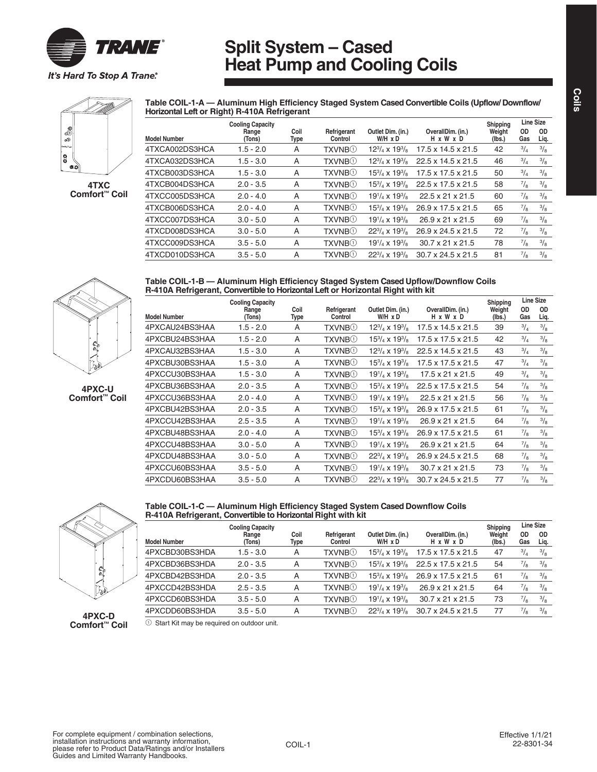# Split System – Cased Heat Pump and Cooling Coils

It's Hard To Stop A Trane.®

4TXC Comfort™ Coil

**Table COIL-1-A — Aluminum High Efficiency Staged System Cased Convertible Coils (Upflow/ Downflow/ Horizontal Left or Right) R-410A Refrigerant**

| Model Number | Cooling Capacity Range (Tons) | Coil Type | Refrigerant Control | Outlet Dim. (in.) W/H x D | OverallDim. (in.) H x W x D | Shipping Weight (lbs.) | Line Size OD Gas | Line Size OD Liq. |
|---|---|---|---|---|---|---|---|---|
| 4TXCA002DS3HCA | 1.5 - 2.0 | A | TXVNB① | 12 3/4 x 19 3/8 | 17.5 x 14.5 x 21.5 | 42 | 3/4 | 3/8 |
| 4TXCA032DS3HCA | 1.5 - 3.0 | A | TXVNB① | 12 3/4 x 19 3/8 | 22.5 x 14.5 x 21.5 | 46 | 3/4 | 3/8 |
| 4TXCB003DS3HCA | 1.5 - 3.0 | A | TXVNB① | 15 3/4 x 19 3/8 | 17.5 x 17.5 x 21.5 | 50 | 3/4 | 3/8 |
| 4TXCB004DS3HCA | 2.0 - 3.5 | A | TXVNB① | 15 3/4 x 19 3/8 | 22.5 x 17.5 x 21.5 | 58 | 7/8 | 3/8 |
| 4TXCC005DS3HCA | 2.0 - 4.0 | A | TXVNB① | 19 1/4 x 19 3/8 | 22.5 x 21 x 21.5 | 60 | 7/8 | 3/8 |
| 4TXCB006DS3HCA | 2.0 - 4.0 | A | TXVNB① | 15 3/4 x 19 3/8 | 26.9 x 17.5 x 21.5 | 65 | 7/8 | 3/8 |
| 4TXCC007DS3HCA | 3.0 - 5.0 | A | TXVNB① | 19 1/4 x 19 3/8 | 26.9 x 21 x 21.5 | 69 | 7/8 | 3/8 |
| 4TXCD008DS3HCA | 3.0 - 5.0 | A | TXVNB① | 22 3/4 x 19 3/8 | 26.9 x 24.5 x 21.5 | 72 | 7/8 | 3/8 |
| 4TXCC009DS3HCA | 3.5 - 5.0 | A | TXVNB① | 19 1/4 x 19 3/8 | 30.7 x 21 x 21.5 | 78 | 7/8 | 3/8 |
| 4TXCD010DS3HCA | 3.5 - 5.0 | A | TXVNB① | 22 3/4 x 19 3/8 | 30.7 x 24.5 x 21.5 | 81 | 7/8 | 3/8 |

4PXC-U Comfort™ Coil

**Table COIL-1-B — Aluminum High Efficiency Staged System Cased Upflow/Downflow Coils R-410A Refrigerant, Convertible to Horizontal Left or Horizontal Right with kit**

| Model Number | Cooling Capacity Range (Tons) | Coil Type | Refrigerant Control | Outlet Dim. (in.) W/H x D | OverallDim. (in.) H x W x D | Shipping Weight (lbs.) | Line Size OD Gas | Line Size OD Liq. |
|---|---|---|---|---|---|---|---|---|
| 4PXCAU24BS3HAA | 1.5 - 2.0 | A | TXVNB① | 12 3/4 x 19 3/8 | 17.5 x 14.5 x 21.5 | 39 | 3/4 | 3/8 |
| 4PXCBU24BS3HAA | 1.5 - 2.0 | A | TXVNB① | 15 3/4 x 19 3/8 | 17.5 x 17.5 x 21.5 | 42 | 3/4 | 3/8 |
| 4PXCAU32BS3HAA | 1.5 - 3.0 | A | TXVNB① | 12 3/4 x 19 3/8 | 22.5 x 14.5 x 21.5 | 43 | 3/4 | 3/8 |
| 4PXCBU30BS3HAA | 1.5 - 3.0 | A | TXVNB① | 15 3/4 x 19 3/8 | 17.5 x 17.5 x 21.5 | 47 | 3/4 | 3/8 |
| 4PXCCU30BS3HAA | 1.5 - 3.0 | A | TXVNB① | 19 1/4 x 19 3/8 | 17.5 x 21 x 21.5 | 49 | 3/4 | 3/8 |
| 4PXCBU36BS3HAA | 2.0 - 3.5 | A | TXVNB① | 15 3/4 x 19 3/8 | 22.5 x 17.5 x 21.5 | 54 | 7/8 | 3/8 |
| 4PXCCU36BS3HAA | 2.0 - 4.0 | A | TXVNB① | 19 1/4 x 19 3/8 | 22.5 x 21 x 21.5 | 56 | 7/8 | 3/8 |
| 4PXCBU42BS3HAA | 2.0 - 3.5 | A | TXVNB① | 15 3/4 x 19 3/8 | 26.9 x 17.5 x 21.5 | 61 | 7/8 | 3/8 |
| 4PXCCU42BS3HAA | 2.5 - 3.5 | A | TXVNB① | 19 1/4 x 19 3/8 | 26.9 x 21 x 21.5 | 64 | 7/8 | 3/8 |
| 4PXCBU48BS3HAA | 2.0 - 4.0 | A | TXVNB① | 15 3/4 x 19 3/8 | 26.9 x 17.5 x 21.5 | 61 | 7/8 | 3/8 |
| 4PXCCU48BS3HAA | 3.0 - 5.0 | A | TXVNB① | 19 1/4 x 19 3/8 | 26.9 x 21 x 21.5 | 64 | 7/8 | 3/8 |
| 4PXCDU48BS3HAA | 3.0 - 5.0 | A | TXVNB① | 22 3/4 x 19 3/8 | 26.9 x 24.5 x 21.5 | 68 | 7/8 | 3/8 |
| 4PXCCU60BS3HAA | 3.5 - 5.0 | A | TXVNB① | 19 1/4 x 19 3/8 | 30.7 x 21 x 21.5 | 73 | 7/8 | 3/8 |
| 4PXCDU60BS3HAA | 3.5 - 5.0 | A | TXVNB① | 22 3/4 x 19 3/8 | 30.7 x 24.5 x 21.5 | 77 | 7/8 | 3/8 |

4PXC-D Comfort™ Coil

**Table COIL-1-C — Aluminum High Efficiency Staged System Cased Downflow Coils R-410A Refrigerant, Convertible to Horizontal Right with kit**

| Model Number | Cooling Capacity Range (Tons) | Coil Type | Refrigerant Control | Outlet Dim. (in.) W/H x D | OverallDim. (in.) H x W x D | Shipping Weight (lbs.) | Line Size OD Gas | Line Size OD Liq. |
|---|---|---|---|---|---|---|---|---|
| 4PXCBD30BS3HDA | 1.5 - 3.0 | A | TXVNB① | 15 3/4 x 19 3/8 | 17.5 x 17.5 x 21.5 | 47 | 3/4 | 3/8 |
| 4PXCBD36BS3HDA | 2.0 - 3.5 | A | TXVNB① | 15 3/4 x 19 3/8 | 22.5 x 17.5 x 21.5 | 54 | 7/8 | 3/8 |
| 4PXCBD42BS3HDA | 2.0 - 3.5 | A | TXVNB① | 15 3/4 x 19 3/8 | 26.9 x 17.5 x 21.5 | 61 | 7/8 | 3/8 |
| 4PXCCD42BS3HDA | 2.5 - 3.5 | A | TXVNB① | 19 1/4 x 19 3/8 | 26.9 x 21 x 21.5 | 64 | 7/8 | 3/8 |
| 4PXCCD60BS3HDA | 3.5 - 5.0 | A | TXVNB① | 19 1/4 x 19 3/8 | 30.7 x 21 x 21.5 | 73 | 7/8 | 3/8 |
| 4PXCDD60BS3HDA | 3.5 - 5.0 | A | TXVNB① | 22 3/4 x 19 3/8 | 30.7 x 24.5 x 21.5 | 77 | 7/8 | 3/8 |

① Start Kit may be required on outdoor unit.

For complete equipment / combination selections, installation instructions and warranty information, please refer to Product Data/Ratings and/or Installers Guides and Limited Warranty Handbooks.

Effective 1/1/21
22-8301-34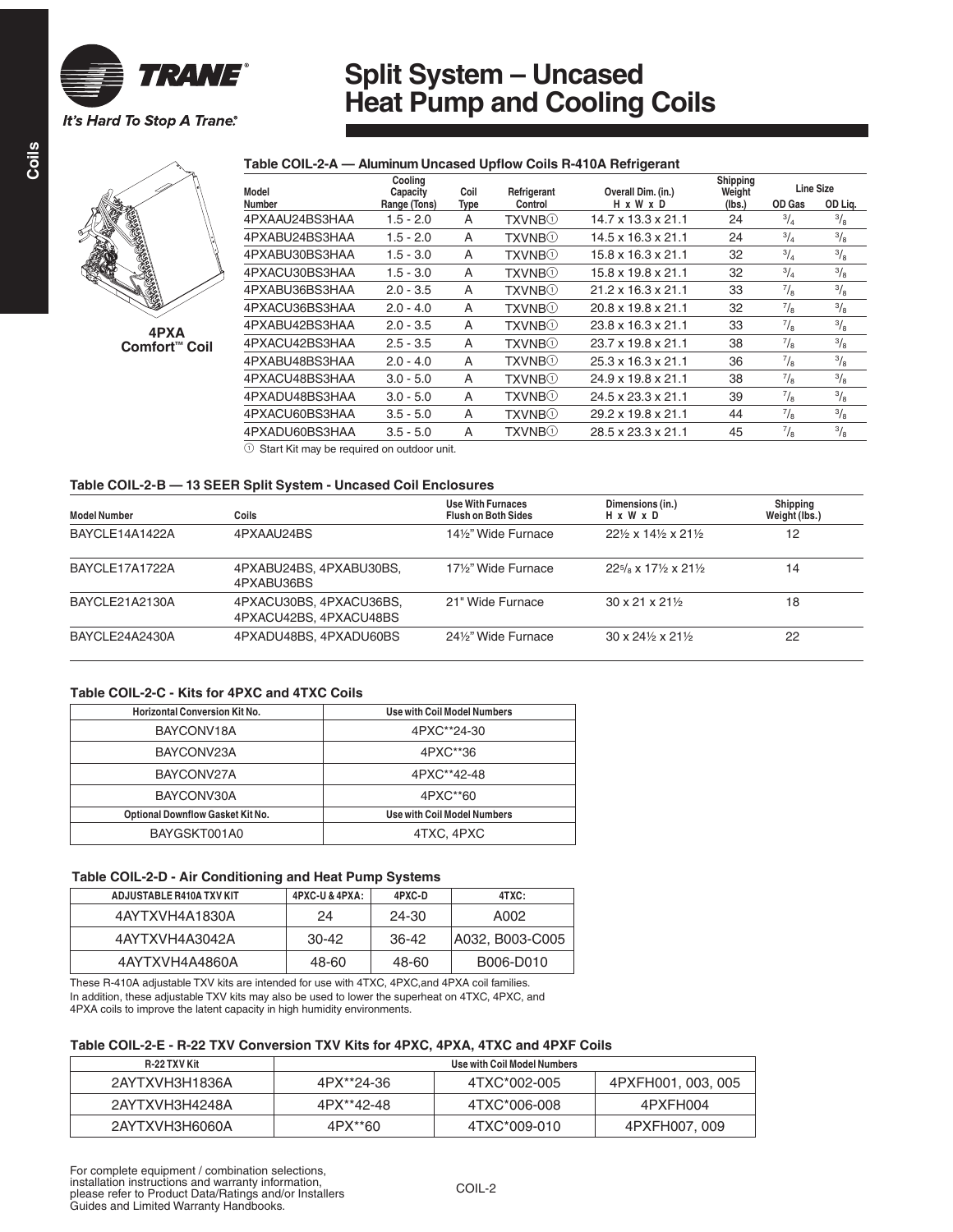# Split System – Uncased Heat Pump and Cooling Coils

4PXA Comfort™ Coil

### Table COIL-2-A — Aluminum Uncased Upflow Coils R-410A Refrigerant

| Model Number | Cooling Capacity Range (Tons) | Coil Type | Refrigerant Control | Overall Dim. (in.) H x W x D | Shipping Weight (lbs.) | Line Size OD Gas | Line Size OD Liq. |
|---|---|---|---|---|---|---|---|
| 4PXAAU24BS3HAA | 1.5 - 2.0 | A | TXVNB① | 14.7 x 13.3 x 21.1 | 24 | 3/4 | 3/8 |
| 4PXABU24BS3HAA | 1.5 - 2.0 | A | TXVNB① | 14.5 x 16.3 x 21.1 | 24 | 3/4 | 3/8 |
| 4PXABU30BS3HAA | 1.5 - 3.0 | A | TXVNB① | 15.8 x 16.3 x 21.1 | 32 | 3/4 | 3/8 |
| 4PXACU30BS3HAA | 1.5 - 3.0 | A | TXVNB① | 15.8 x 19.8 x 21.1 | 32 | 3/4 | 3/8 |
| 4PXABU36BS3HAA | 2.0 - 3.5 | A | TXVNB① | 21.2 x 16.3 x 21.1 | 33 | 7/8 | 3/8 |
| 4PXACU36BS3HAA | 2.0 - 4.0 | A | TXVNB① | 20.8 x 19.8 x 21.1 | 32 | 7/8 | 3/8 |
| 4PXABU42BS3HAA | 2.0 - 3.5 | A | TXVNB① | 23.8 x 16.3 x 21.1 | 33 | 7/8 | 3/8 |
| 4PXACU42BS3HAA | 2.5 - 3.5 | A | TXVNB① | 23.7 x 19.8 x 21.1 | 38 | 7/8 | 3/8 |
| 4PXABU48BS3HAA | 2.0 - 4.0 | A | TXVNB① | 25.3 x 16.3 x 21.1 | 36 | 7/8 | 3/8 |
| 4PXACU48BS3HAA | 3.0 - 5.0 | A | TXVNB① | 24.9 x 19.8 x 21.1 | 38 | 7/8 | 3/8 |
| 4PXADU48BS3HAA | 3.0 - 5.0 | A | TXVNB① | 24.5 x 23.3 x 21.1 | 39 | 7/8 | 3/8 |
| 4PXACU60BS3HAA | 3.5 - 5.0 | A | TXVNB① | 29.2 x 19.8 x 21.1 | 44 | 7/8 | 3/8 |
| 4PXADU60BS3HAA | 3.5 - 5.0 | A | TXVNB① | 28.5 x 23.3 x 21.1 | 45 | 7/8 | 3/8 |

① Start Kit may be required on outdoor unit.

### Table COIL-2-B — 13 SEER Split System - Uncased Coil Enclosures

| Model Number | Coils | Use With Furnaces Flush on Both Sides | Dimensions (in.) H x W x D | Shipping Weight (lbs.) |
|---|---|---|---|---|
| BAYCLE14A1422A | 4PXAAU24BS | 14½" Wide Furnace | 22½ x 14½ x 21½ | 12 |
| BAYCLE17A1722A | 4PXABU24BS, 4PXABU30BS, 4PXABU36BS | 17½" Wide Furnace | 22⅝ x 17½ x 21½ | 14 |
| BAYCLE21A2130A | 4PXACU30BS, 4PXACU36BS, 4PXACU42BS, 4PXACU48BS | 21" Wide Furnace | 30 x 21 x 21½ | 18 |
| BAYCLE24A2430A | 4PXADU48BS, 4PXADU60BS | 24½" Wide Furnace | 30 x 24½ x 21½ | 22 |

### Table COIL-2-C - Kits for 4PXC and 4TXC Coils

| Horizontal Conversion Kit No. | Use with Coil Model Numbers |
|---|---|
| BAYCONV18A | 4PXC**24-30 |
| BAYCONV23A | 4PXC**36 |
| BAYCONV27A | 4PXC**42-48 |
| BAYCONV30A | 4PXC**60 |
| **Optional Downflow Gasket Kit No.** | **Use with Coil Model Numbers** |
| BAYGSKT001A0 | 4TXC, 4PXC |

### Table COIL-2-D - Air Conditioning and Heat Pump Systems

| ADJUSTABLE R410A TXV KIT | 4PXC-U & 4PXA: | 4PXC-D | 4TXC: |
|---|---|---|---|
| 4AYTXVH4A1830A | 24 | 24-30 | A002 |
| 4AYTXVH4A3042A | 30-42 | 36-42 | A032, B003-C005 |
| 4AYTXVH4A4860A | 48-60 | 48-60 | B006-D010 |

These R-410A adjustable TXV kits are intended for use with 4TXC, 4PXC,and 4PXA coil families.
In addition, these adjustable TXV kits may also be used to lower the superheat on 4TXC, 4PXC, and 4PXA coils to improve the latent capacity in high humidity environments.

### Table COIL-2-E - R-22 TXV Conversion TXV Kits for 4PXC, 4PXA, 4TXC and 4PXF Coils

| R-22 TXV Kit | Use with Coil Model Numbers | | |
|---|---|---|---|
| 2AYTXVH3H1836A | 4PX**24-36 | 4TXC*002-005 | 4PXFH001, 003, 005 |
| 2AYTXVH3H4248A | 4PX**42-48 | 4TXC*006-008 | 4PXFH004 |
| 2AYTXVH3H6060A | 4PX**60 | 4TXC*009-010 | 4PXFH007, 009 |

For complete equipment / combination selections, installation instructions and warranty information, please refer to Product Data/Ratings and/or Installers Guides and Limited Warranty Handbooks.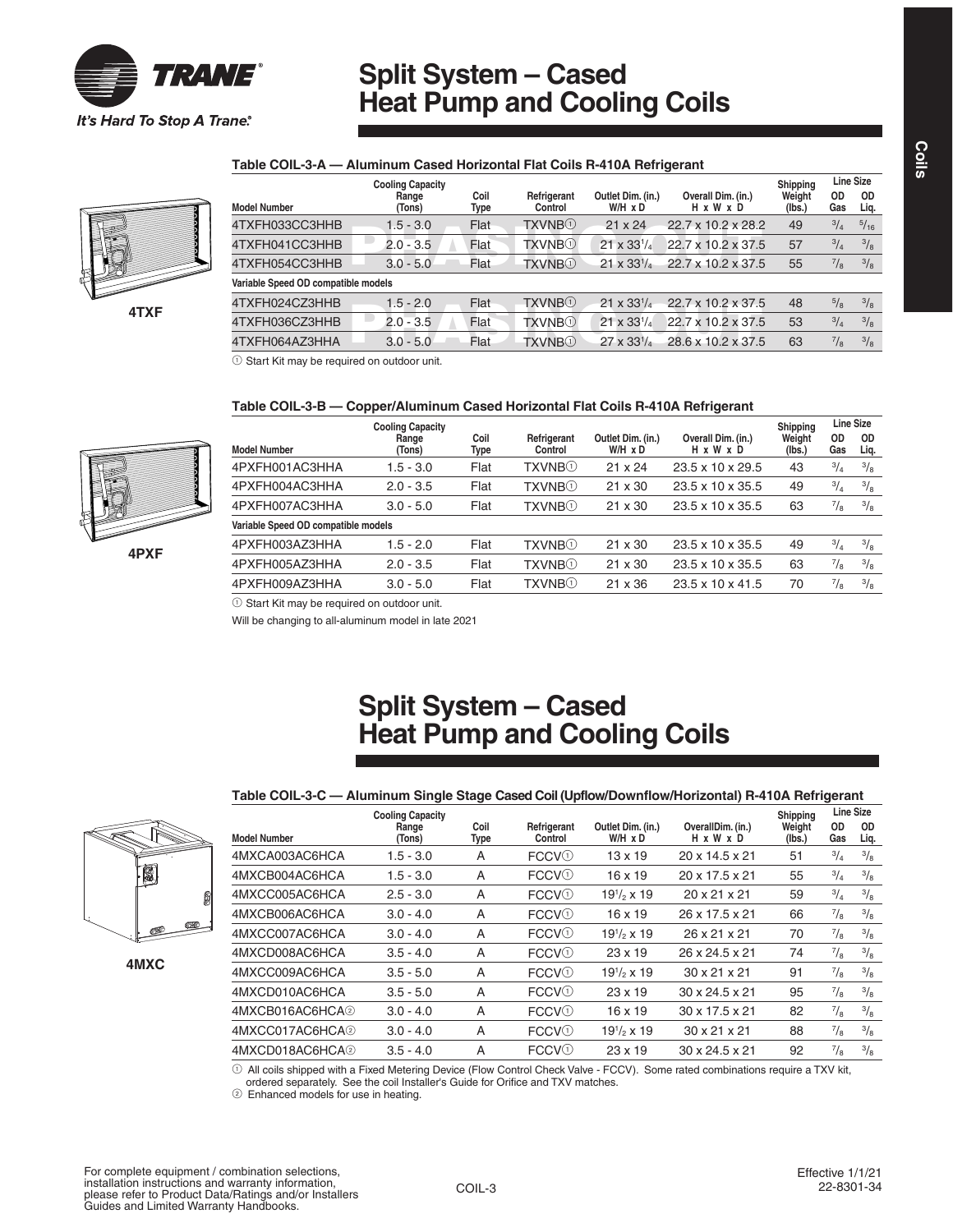# Split System – Cased Heat Pump and Cooling Coils

### Table COIL-3-A — Aluminum Cased Horizontal Flat Coils R-410A Refrigerant

4TXF

| Model Number | Cooling Capacity Range (Tons) | Coil Type | Refrigerant Control | Outlet Dim. (in.) W/H x D | Overall Dim. (in.) H x W x D | Shipping Weight (lbs.) | Line Size OD Gas | Line Size OD Liq. |
|---|---|---|---|---|---|---|---|---|
| 4TXFH033CC3HHB | 1.5 - 3.0 | Flat | TXVNB① | 21 x 24 | 22.7 x 10.2 x 28.2 | 49 | 3/4 | 5/16 |
| 4TXFH041CC3HHB | 2.0 - 3.5 | Flat | TXVNB① | 21 x 33 1/4 | 22.7 x 10.2 x 37.5 | 57 | 3/4 | 3/8 |
| 4TXFH054CC3HHB | 3.0 - 5.0 | Flat | TXVNB① | 21 x 33 1/4 | 22.7 x 10.2 x 37.5 | 55 | 7/8 | 3/8 |
| **Variable Speed OD compatible models** | | | | | | | | |
| 4TXFH024CZ3HHB | 1.5 - 2.0 | Flat | TXVNB① | 21 x 33 1/4 | 22.7 x 10.2 x 37.5 | 48 | 5/8 | 3/8 |
| 4TXFH036CZ3HHB | 2.0 - 3.5 | Flat | TXVNB① | 21 x 33 1/4 | 22.7 x 10.2 x 37.5 | 53 | 3/4 | 3/8 |
| 4TXFH064AZ3HHA | 3.0 - 5.0 | Flat | TXVNB① | 27 x 33 1/4 | 28.6 x 10.2 x 37.5 | 63 | 7/8 | 3/8 |

① Start Kit may be required on outdoor unit.

### Table COIL-3-B — Copper/Aluminum Cased Horizontal Flat Coils R-410A Refrigerant

4PXF

| Model Number | Cooling Capacity Range (Tons) | Coil Type | Refrigerant Control | Outlet Dim. (in.) W/H x D | Overall Dim. (in.) H x W x D | Shipping Weight (lbs.) | Line Size OD Gas | Line Size OD Liq. |
|---|---|---|---|---|---|---|---|---|
| 4PXFH001AC3HHA | 1.5 - 3.0 | Flat | TXVNB① | 21 x 24 | 23.5 x 10 x 29.5 | 43 | 3/4 | 3/8 |
| 4PXFH004AC3HHA | 2.0 - 3.5 | Flat | TXVNB① | 21 x 30 | 23.5 x 10 x 35.5 | 49 | 3/4 | 3/8 |
| 4PXFH007AC3HHA | 3.0 - 5.0 | Flat | TXVNB① | 21 x 30 | 23.5 x 10 x 35.5 | 63 | 7/8 | 3/8 |
| **Variable Speed OD compatible models** | | | | | | | | |
| 4PXFH003AZ3HHA | 1.5 - 2.0 | Flat | TXVNB① | 21 x 30 | 23.5 x 10 x 35.5 | 49 | 3/4 | 3/8 |
| 4PXFH005AZ3HHA | 2.0 - 3.5 | Flat | TXVNB① | 21 x 30 | 23.5 x 10 x 35.5 | 63 | 7/8 | 3/8 |
| 4PXFH009AZ3HHA | 3.0 - 5.0 | Flat | TXVNB① | 21 x 36 | 23.5 x 10 x 41.5 | 70 | 7/8 | 3/8 |

① Start Kit may be required on outdoor unit.

Will be changing to all-aluminum model in late 2021

# Split System – Cased Heat Pump and Cooling Coils

### Table COIL-3-C — Aluminum Single Stage Cased Coil (Upflow/Downflow/Horizontal) R-410A Refrigerant

4MXC

| Model Number | Cooling Capacity Range (Tons) | Coil Type | Refrigerant Control | Outlet Dim. (in.) W/H x D | Overall Dim. (in.) H x W x D | Shipping Weight (lbs.) | Line Size OD Gas | Line Size OD Liq. |
|---|---|---|---|---|---|---|---|---|
| 4MXCA003AC6HCA | 1.5 - 3.0 | A | FCCV① | 13 x 19 | 20 x 14.5 x 21 | 51 | 3/4 | 3/8 |
| 4MXCB004AC6HCA | 1.5 - 3.0 | A | FCCV① | 16 x 19 | 20 x 17.5 x 21 | 55 | 3/4 | 3/8 |
| 4MXCC005AC6HCA | 2.5 - 3.0 | A | FCCV① | 19 1/2 x 19 | 20 x 21 x 21 | 59 | 3/4 | 3/8 |
| 4MXCB006AC6HCA | 3.0 - 4.0 | A | FCCV① | 16 x 19 | 26 x 17.5 x 21 | 66 | 7/8 | 3/8 |
| 4MXCC007AC6HCA | 3.0 - 4.0 | A | FCCV① | 19 1/2 x 19 | 26 x 21 x 21 | 70 | 7/8 | 3/8 |
| 4MXCD008AC6HCA | 3.5 - 4.0 | A | FCCV① | 23 x 19 | 26 x 24.5 x 21 | 74 | 7/8 | 3/8 |
| 4MXCC009AC6HCA | 3.5 - 5.0 | A | FCCV① | 19 1/2 x 19 | 30 x 21 x 21 | 91 | 7/8 | 3/8 |
| 4MXCD010AC6HCA | 3.5 - 5.0 | A | FCCV① | 23 x 19 | 30 x 24.5 x 21 | 95 | 7/8 | 3/8 |
| 4MXCB016AC6HCA② | 3.0 - 4.0 | A | FCCV① | 16 x 19 | 30 x 17.5 x 21 | 82 | 7/8 | 3/8 |
| 4MXCC017AC6HCA② | 3.0 - 4.0 | A | FCCV① | 19 1/2 x 19 | 30 x 21 x 21 | 88 | 7/8 | 3/8 |
| 4MXCD018AC6HCA② | 3.5 - 4.0 | A | FCCV① | 23 x 19 | 30 x 24.5 x 21 | 92 | 7/8 | 3/8 |

① All coils shipped with a Fixed Metering Device (Flow Control Check Valve - FCCV). Some rated combinations require a TXV kit, ordered separately. See the coil Installer's Guide for Orifice and TXV matches.

② Enhanced models for use in heating.

For complete equipment / combination selections, installation instructions and warranty information, please refer to Product Data/Ratings and/or Installers Guides and Limited Warranty Handbooks.

Effective 1/1/21
22-8301-34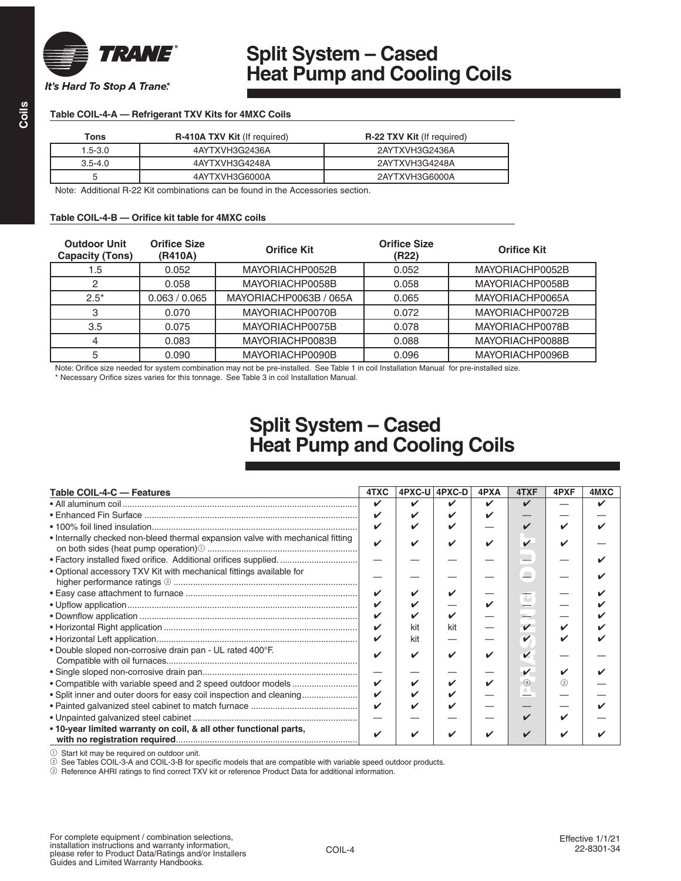# Split System – Cased Heat Pump and Cooling Coils

**Table COIL-4-A — Refrigerant TXV Kits for 4MXC Coils**

| Tons | R-410A TXV Kit (If required) | R-22 TXV Kit (If required) |
|---|---|---|
| 1.5-3.0 | 4AYTXVH3G2436A | 2AYTXVH3G2436A |
| 3.5-4.0 | 4AYTXVH3G4248A | 2AYTXVH3G4248A |
| 5 | 4AYTXVH3G6000A | 2AYTXVH3G6000A |

Note: Additional R-22 Kit combinations can be found in the Accessories section.

**Table COIL-4-B — Orifice kit table for 4MXC coils**

| Outdoor Unit Capacity (Tons) | Orifice Size (R410A) | Orifice Kit | Orifice Size (R22) | Orifice Kit |
|---|---|---|---|---|
| 1.5 | 0.052 | MAYORIACHP0052B | 0.052 | MAYORIACHP0052B |
| 2 | 0.058 | MAYORIACHP0058B | 0.058 | MAYORIACHP0058B |
| 2.5* | 0.063 / 0.065 | MAYORIACHP0063B / 065A | 0.065 | MAYORIACHP0065A |
| 3 | 0.070 | MAYORIACHP0070B | 0.072 | MAYORIACHP0072B |
| 3.5 | 0.075 | MAYORIACHP0075B | 0.078 | MAYORIACHP0078B |
| 4 | 0.083 | MAYORIACHP0083B | 0.088 | MAYORIACHP0088B |
| 5 | 0.090 | MAYORIACHP0090B | 0.096 | MAYORIACHP0096B |

Note: Orifice size needed for system combination may not be pre-installed. See Table 1 in coil Installation Manual for pre-installed size.
\* Necessary Orifice sizes varies for this tonnage. See Table 3 in coil Installation Manual.

# Split System – Cased Heat Pump and Cooling Coils

| Table COIL-4-C — Features | 4TXC | 4PXC-U | 4PXC-D | 4PXA | 4TXF (PHASING OUT) | 4PXF | 4MXC |
|---|---|---|---|---|---|---|---|
| • All aluminum coil | ✔ | ✔ | ✔ | ✔ | ✔ | — | ✔ |
| • Enhanced Fin Surface | ✔ | ✔ | ✔ | ✔ | — | — | — |
| • 100% foil lined insulation | ✔ | ✔ | ✔ | — | ✔ | ✔ | ✔ |
| • Internally checked non-bleed thermal expansion valve with mechanical fitting on both sides (heat pump operation)① | ✔ | ✔ | ✔ | ✔ | ✔ | ✔ | — |
| • Factory installed fixed orifice. Additional orifices supplied. | — | — | — | — | — | — | ✔ |
| • Optional accessory TXV Kit with mechanical fittings available for higher performance ratings ③ | — | — | — | — | — | — | ✔ |
| • Easy case attachment to furnace | ✔ | ✔ | ✔ | — | — | — | ✔ |
| • Upflow application | ✔ | ✔ | — | ✔ | — | — | ✔ |
| • Downflow application | ✔ | ✔ | ✔ | — | — | — | ✔ |
| • Horizontal Right application | ✔ | kit | kit | — | ✔ | ✔ | ✔ |
| • Horizontal Left application | ✔ | kit | — | — | ✔ | ✔ | ✔ |
| • Double sloped non-corrosive drain pan - UL rated 400°F. Compatible with oil furnaces | ✔ | ✔ | ✔ | ✔ | ✔ | — | — |
| • Single sloped non-corrosive drain pan | — | — | — | — | ✔ | ✔ | ✔ |
| • Compatible with variable speed and 2 speed outdoor models | ✔ | ✔ | ✔ | ✔ | ② | ② | — |
| • Split inner and outer doors for easy coil inspection and cleaning | ✔ | ✔ | ✔ | — | — | — | — |
| • Painted galvanized steel cabinet to match furnace | ✔ | ✔ | ✔ | — | — | — | ✔ |
| • Unpainted galvanized steel cabinet | — | — | — | — | ✔ | ✔ | — |
| • **10-year limited warranty on coil, & all other functional parts, with no registration required** | ✔ | ✔ | ✔ | ✔ | ✔ | ✔ | ✔ |

① Start kit may be required on outdoor unit.
② See Tables COIL-3-A and COIL-3-B for specific models that are compatible with variable speed outdoor products.
③ Reference AHRI ratings to find correct TXV kit or reference Product Data for additional information.

For complete equipment / combination selections, installation instructions and warranty information, please refer to Product Data/Ratings and/or Installers Guides and Limited Warranty Handbooks.

Effective 1/1/21
22-8301-34